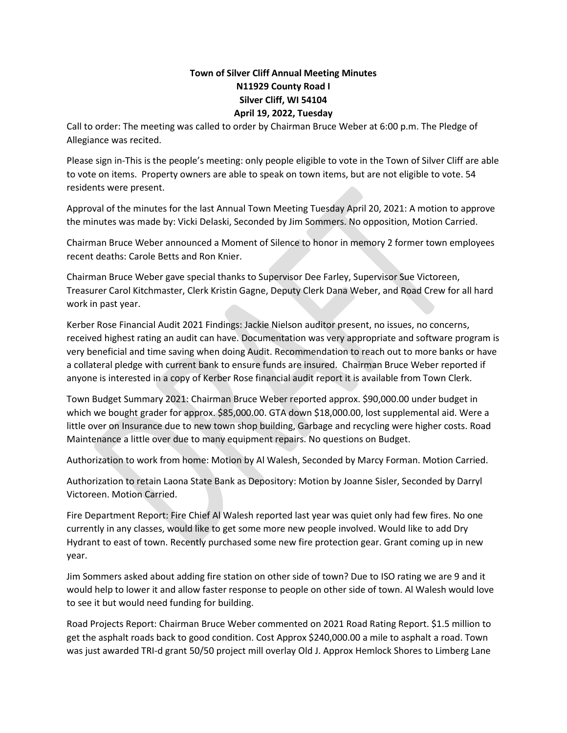# Town of Silver Cliff Annual Meeting Minutes
**N11929 County Road I**
**Silver Cliff, WI 54104**
**April 19, 2022, Tuesday**

Call to order: The meeting was called to order by Chairman Bruce Weber at 6:00 p.m. The Pledge of Allegiance was recited.

Please sign in-This is the people's meeting: only people eligible to vote in the Town of Silver Cliff are able to vote on items. Property owners are able to speak on town items, but are not eligible to vote. 54 residents were present.

Approval of the minutes for the last Annual Town Meeting Tuesday April 20, 2021: A motion to approve the minutes was made by: Vicki Delaski, Seconded by Jim Sommers. No opposition, Motion Carried.

Chairman Bruce Weber announced a Moment of Silence to honor in memory 2 former town employees recent deaths: Carole Betts and Ron Knier.

Chairman Bruce Weber gave special thanks to Supervisor Dee Farley, Supervisor Sue Victoreen, Treasurer Carol Kitchmaster, Clerk Kristin Gagne, Deputy Clerk Dana Weber, and Road Crew for all hard work in past year.

Kerber Rose Financial Audit 2021 Findings: Jackie Nielson auditor present, no issues, no concerns, received highest rating an audit can have. Documentation was very appropriate and software program is very beneficial and time saving when doing Audit. Recommendation to reach out to more banks or have a collateral pledge with current bank to ensure funds are insured. Chairman Bruce Weber reported if anyone is interested in a copy of Kerber Rose financial audit report it is available from Town Clerk.

Town Budget Summary 2021: Chairman Bruce Weber reported approx. $90,000.00 under budget in which we bought grader for approx. $85,000.00. GTA down $18,000.00, lost supplemental aid. Were a little over on Insurance due to new town shop building, Garbage and recycling were higher costs. Road Maintenance a little over due to many equipment repairs. No questions on Budget.

Authorization to work from home: Motion by Al Walesh, Seconded by Marcy Forman. Motion Carried.

Authorization to retain Laona State Bank as Depository: Motion by Joanne Sisler, Seconded by Darryl Victoreen. Motion Carried.

Fire Department Report: Fire Chief Al Walesh reported last year was quiet only had few fires. No one currently in any classes, would like to get some more new people involved. Would like to add Dry Hydrant to east of town. Recently purchased some new fire protection gear. Grant coming up in new year.

Jim Sommers asked about adding fire station on other side of town? Due to ISO rating we are 9 and it would help to lower it and allow faster response to people on other side of town. Al Walesh would love to see it but would need funding for building.

Road Projects Report: Chairman Bruce Weber commented on 2021 Road Rating Report. $1.5 million to get the asphalt roads back to good condition. Cost Approx $240,000.00 a mile to asphalt a road. Town was just awarded TRI-d grant 50/50 project mill overlay Old J. Approx Hemlock Shores to Limberg Lane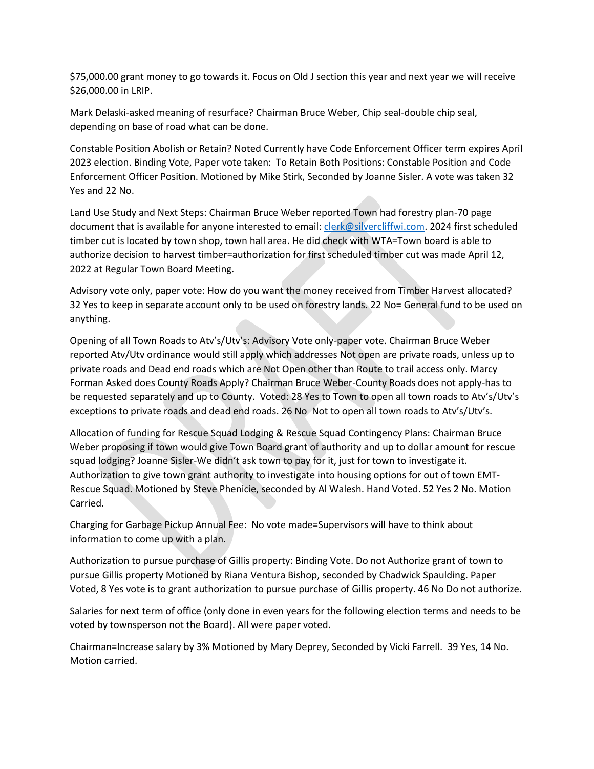$75,000.00 grant money to go towards it. Focus on Old J section this year and next year we will receive $26,000.00 in LRIP.

Mark Delaski-asked meaning of resurface? Chairman Bruce Weber, Chip seal-double chip seal, depending on base of road what can be done.

Constable Position Abolish or Retain? Noted Currently have Code Enforcement Officer term expires April 2023 election. Binding Vote, Paper vote taken: To Retain Both Positions: Constable Position and Code Enforcement Officer Position. Motioned by Mike Stirk, Seconded by Joanne Sisler. A vote was taken 32 Yes and 22 No.

Land Use Study and Next Steps: Chairman Bruce Weber reported Town had forestry plan-70 page document that is available for anyone interested to email: clerk@silvercliffwi.com. 2024 first scheduled timber cut is located by town shop, town hall area. He did check with WTA=Town board is able to authorize decision to harvest timber=authorization for first scheduled timber cut was made April 12, 2022 at Regular Town Board Meeting.

Advisory vote only, paper vote: How do you want the money received from Timber Harvest allocated? 32 Yes to keep in separate account only to be used on forestry lands. 22 No= General fund to be used on anything.

Opening of all Town Roads to Atv's/Utv's: Advisory Vote only-paper vote. Chairman Bruce Weber reported Atv/Utv ordinance would still apply which addresses Not open are private roads, unless up to private roads and Dead end roads which are Not Open other than Route to trail access only. Marcy Forman Asked does County Roads Apply? Chairman Bruce Weber-County Roads does not apply-has to be requested separately and up to County. Voted: 28 Yes to Town to open all town roads to Atv's/Utv's exceptions to private roads and dead end roads. 26 No Not to open all town roads to Atv's/Utv's.

Allocation of funding for Rescue Squad Lodging & Rescue Squad Contingency Plans: Chairman Bruce Weber proposing if town would give Town Board grant of authority and up to dollar amount for rescue squad lodging? Joanne Sisler-We didn't ask town to pay for it, just for town to investigate it. Authorization to give town grant authority to investigate into housing options for out of town EMT-Rescue Squad. Motioned by Steve Phenicie, seconded by Al Walesh. Hand Voted. 52 Yes 2 No. Motion Carried.

Charging for Garbage Pickup Annual Fee: No vote made=Supervisors will have to think about information to come up with a plan.

Authorization to pursue purchase of Gillis property: Binding Vote. Do not Authorize grant of town to pursue Gillis property Motioned by Riana Ventura Bishop, seconded by Chadwick Spaulding. Paper Voted, 8 Yes vote is to grant authorization to pursue purchase of Gillis property. 46 No Do not authorize.

Salaries for next term of office (only done in even years for the following election terms and needs to be voted by townsperson not the Board). All were paper voted.

Chairman=Increase salary by 3% Motioned by Mary Deprey, Seconded by Vicki Farrell. 39 Yes, 14 No. Motion carried.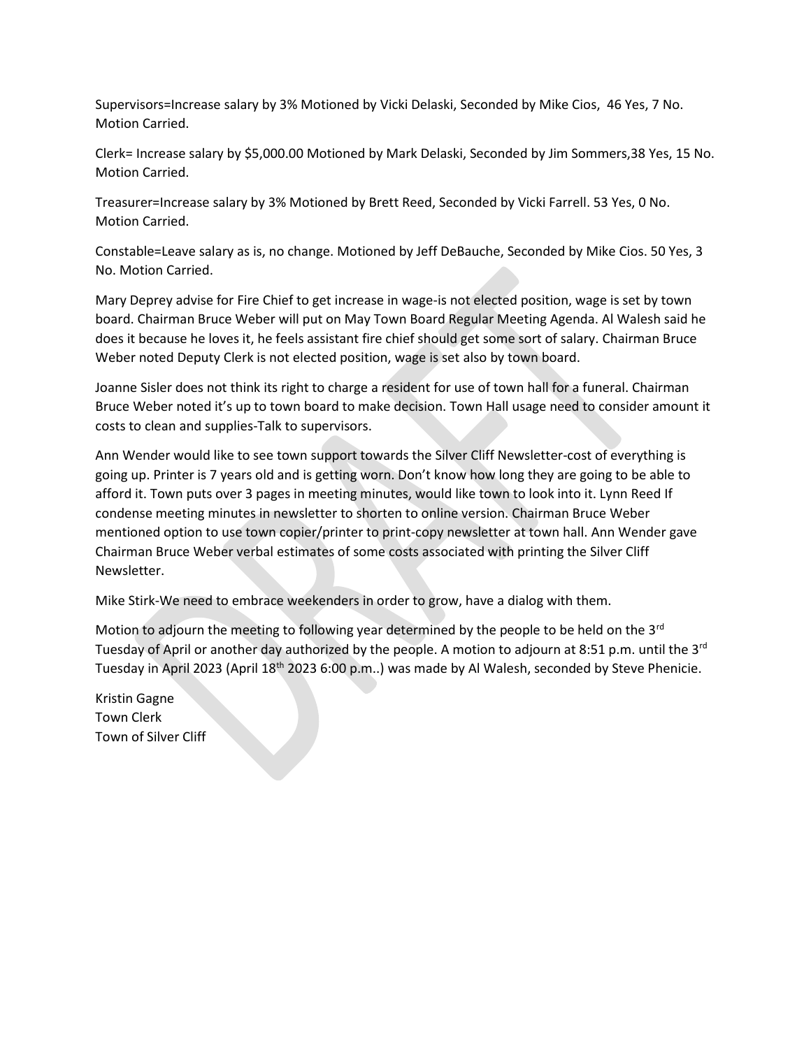Supervisors=Increase salary by 3% Motioned by Vicki Delaski, Seconded by Mike Cios, 46 Yes, 7 No. Motion Carried.

Clerk= Increase salary by $5,000.00 Motioned by Mark Delaski, Seconded by Jim Sommers,38 Yes, 15 No. Motion Carried.

Treasurer=Increase salary by 3% Motioned by Brett Reed, Seconded by Vicki Farrell. 53 Yes, 0 No. Motion Carried.

Constable=Leave salary as is, no change. Motioned by Jeff DeBauche, Seconded by Mike Cios. 50 Yes, 3 No. Motion Carried.

Mary Deprey advise for Fire Chief to get increase in wage-is not elected position, wage is set by town board. Chairman Bruce Weber will put on May Town Board Regular Meeting Agenda. Al Walesh said he does it because he loves it, he feels assistant fire chief should get some sort of salary. Chairman Bruce Weber noted Deputy Clerk is not elected position, wage is set also by town board.

Joanne Sisler does not think its right to charge a resident for use of town hall for a funeral. Chairman Bruce Weber noted it's up to town board to make decision. Town Hall usage need to consider amount it costs to clean and supplies-Talk to supervisors.

Ann Wender would like to see town support towards the Silver Cliff Newsletter-cost of everything is going up. Printer is 7 years old and is getting worn. Don't know how long they are going to be able to afford it. Town puts over 3 pages in meeting minutes, would like town to look into it. Lynn Reed If condense meeting minutes in newsletter to shorten to online version. Chairman Bruce Weber mentioned option to use town copier/printer to print-copy newsletter at town hall. Ann Wender gave Chairman Bruce Weber verbal estimates of some costs associated with printing the Silver Cliff Newsletter.

Mike Stirk-We need to embrace weekenders in order to grow, have a dialog with them.

Motion to adjourn the meeting to following year determined by the people to be held on the 3rd Tuesday of April or another day authorized by the people. A motion to adjourn at 8:51 p.m. until the 3rd Tuesday in April 2023 (April 18th 2023 6:00 p.m..) was made by Al Walesh, seconded by Steve Phenicie.

Kristin Gagne
Town Clerk
Town of Silver Cliff